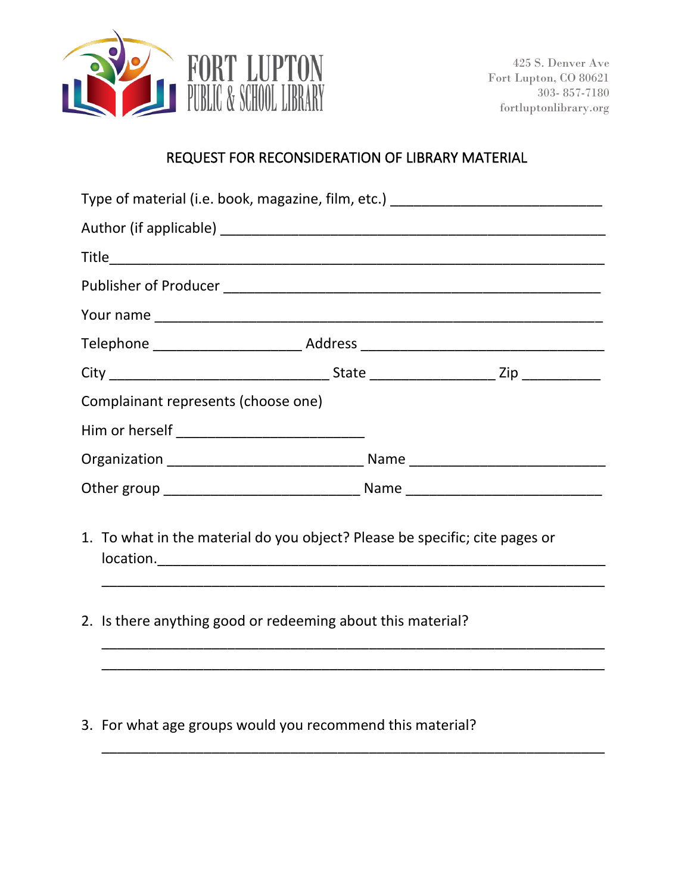FORT LUPTON
PUBLIC & SCHOOL LIBRARY

425 S. Denver Ave
Fort Lupton, CO 80621
303- 857-7180
fortluptonlibrary.org

# REQUEST FOR RECONSIDERATION OF LIBRARY MATERIAL

Type of material (i.e. book, magazine, film, etc.) ___________________________

Author (if applicable) ________________________________________________

Title_______________________________________________________________

Publisher of Producer _______________________________________________

Your name _________________________________________________________

Telephone ___________________ Address _______________________________

City ____________________________ State ________________ Zip __________

Complainant represents (choose one)

Him or herself ________________________

Organization _________________________ Name _________________________

Other group _________________________ Name _________________________

1. To what in the material do you object? Please be specific; cite pages or location.________________________________________________________
_____________________________________________________________________

2. Is there anything good or redeeming about this material?
_____________________________________________________________________
_____________________________________________________________________

3. For what age groups would you recommend this material?
_____________________________________________________________________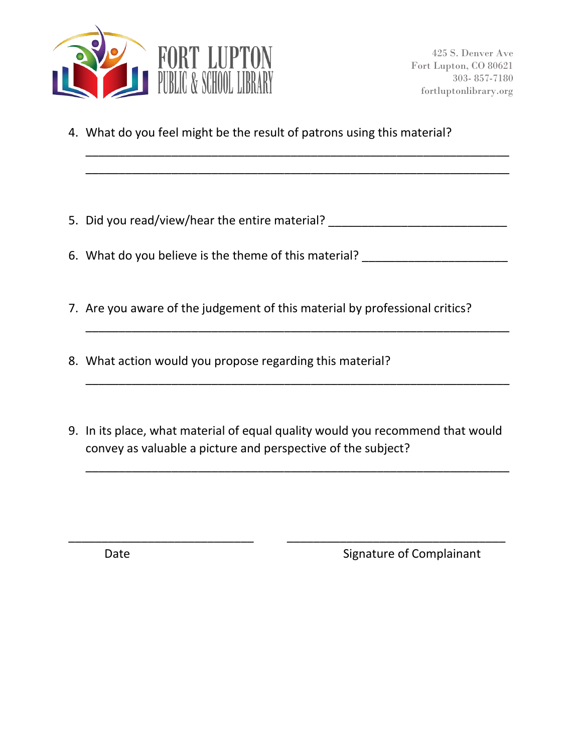FORT LUPTON PUBLIC & SCHOOL LIBRARY

425 S. Denver Ave
Fort Lupton, CO 80621
303- 857-7180
fortluptonlibrary.org

4. What do you feel might be the result of patrons using this material?

   ______________________________________________________________

   ______________________________________________________________

5. Did you read/view/hear the entire material? ___________________________

6. What do you believe is the theme of this material? ______________________

7. Are you aware of the judgement of this material by professional critics?

   ______________________________________________________________

8. What action would you propose regarding this material?

   ______________________________________________________________

9. In its place, what material of equal quality would you recommend that would convey as valuable a picture and perspective of the subject?

   ______________________________________________________________

_____________________________ _________________________________

Date Signature of Complainant